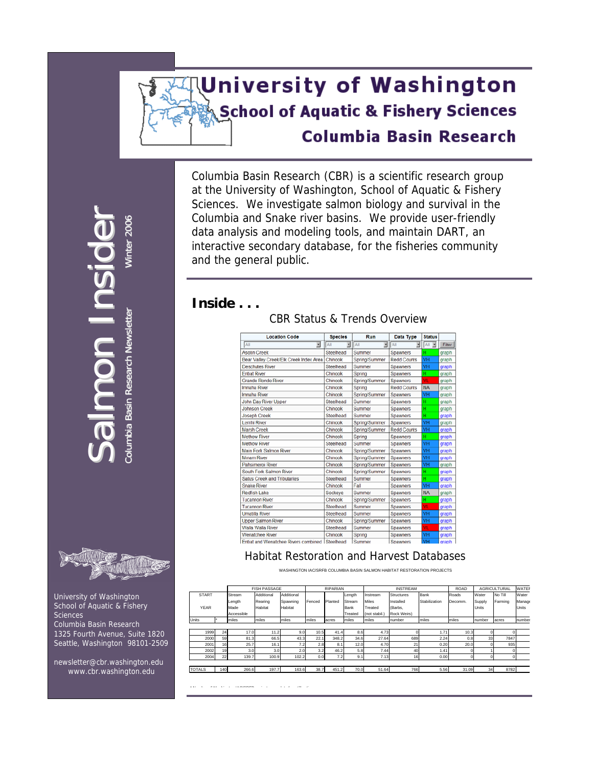# University of Washington

## School of Aquatic & Fishery Sciences

## Columbia Basin Research

# Salmon Insider

Columbia Basin Research Newsletter

Winter 2006

Columbia Basin Research (CBR) is a scientific research group at the University of Washington, School of Aquatic & Fishery Sciences. We investigate salmon biology and survival in the Columbia and Snake river basins. We provide user-friendly data analysis and modeling tools, and maintain DART, an interactive secondary database, for the fisheries community and the general public.

## Inside . . .

### CBR Status & Trends Overview

| Location Code | Species | Run | Data Type | Status | |
|---|---|---|---|---|---|
| All | All | All | All | All | Filter |
| Asotin Creek | Steelhead | Summer | Spawners | H | graph |
| Bear Valley Creek/Elk Creek Index Area | Chinook | Spring/Summer | Redd Counts | VH | graph |
| Deschutes River | Steelhead | Summer | Spawners | VH | graph |
| Entiat River | Chinook | Spring | Spawners | H | graph |
| Grande Ronde River | Chinook | Spring/Summer | Spawners | VL | graph |
| Imnaha River | Chinook | Spring | Redd Counts | NA | graph |
| Imnaha River | Chinook | Spring/Summer | Spawners | VH | graph |
| John Day River Upper | Steelhead | Summer | Spawners | H | graph |
| Johnson Creek | Chinook | Summer | Spawners | H | graph |
| Joseph Creek | Steelhead | Summer | Spawners | H | graph |
| Lemhi River | Chinook | Spring/Summer | Spawners | VH | graph |
| Marsh Creek | Chinook | Spring/Summer | Redd Counts | VH | graph |
| Methow River | Chinook | Spring | Spawners | H | graph |
| Methow River | Steelhead | Summer | Spawners | VH | graph |
| Main Fork Salmon River | Chinook | Spring/Summer | Spawners | VH | graph |
| Minam River | Chinook | Spring/Summer | Spawners | VH | graph |
| Pahsimeroi River | Chinook | Spring/Summer | Spawners | VH | graph |
| South Fork Salmon River | Chinook | Spring/Summer | Spawners | H | graph |
| Satus Creek and Tributaries | Steelhead | Summer | Spawners | H | graph |
| Snake River | Chinook | Fall | Spawners | VH | graph |
| Redfish Lake | Sockeye | Summer | Spawners | NA | graph |
| Tucannon River | Chinook | Spring/Summer | Spawners | H | graph |
| Tucannon River | Steelhead | Summer | Spawners | VL | graph |
| Umatilla River | Steelhead | Summer | Spawners | VH | graph |
| Upper Salmon River | Chinook | Spring/Summer | Spawners | VH | graph |
| Walla Walla River | Steelhead | Summer | Spawners | VL | graph |
| Wenatchee River | Chinook | Spring | Spawners | VH | graph |
| Entiat and Wenatchee Rivers combined | Steelhead | Summer | Spawners | VH | graph |

### Habitat Restoration and Harvest Databases

WASHINGTON IAC/SRFB COLUMBIA BASIN SALMON HABITAT RESTORATION PROJECTS

| START YEAR | | FISH PASSAGE Stream Length Made Accessible | Additional Rearing Habitat | Additional Spawning Habitat | RIPARIAN Fenced | Planted | Length Stream Bank Treated | INSTREAM Instream Miles Treated (not stabil.) | Structures Installed (Barbs, Rock Weirs) | Bank Stabilization | ROAD Roads Decomm. | AGRICULTURAL Water Supply Units | No Till Farming | WATER Manage Units |
|---|---|---|---|---|---|---|---|---|---|---|---|---|---|---|
| Units | * | miles | miles | miles | miles | acres | miles | miles | number | miles | miles | number | acres | number |
| 1999 | 24 | 17.0 | 11.2 | 9.0 | 10.5 | 41.4 | 8.6 | 4.73 | 0 | 1.71 | 10.3 | 0 | 0 | |
| 2000 | 59 | 81.3 | 66.5 | 43.3 | 22.1 | 348.2 | 34.6 | 27.64 | 689 | 2.24 | 0.8 | 33 | 7847 | |
| 2001 | 16 | 25.7 | 16.1 | 7.2 | 2.8 | 8.1 | 12.0 | 4.70 | 21 | 0.20 | 20.0 | 0 | 935 | |
| 2002 | 19 | 3.0 | 3.0 | 2.0 | 3.2 | 46.2 | 5.8 | 7.44 | 40 | 1.41 | 0 | 1 | 0 | |
| 2004 | 22 | 139.7 | 100.9 | 102.2 | 0.0 | 7.2 | 9.1 | 7.13 | 16 | 0.00 | 0 | 0 | 0 | |
| TOTALS | 140 | 266.6 | 197.7 | 163.6 | 38.7 | 451.2 | 70.0 | 51.64 | 766 | 5.56 | 31.09 | 34 | 8782 | |

University of Washington
School of Aquatic & Fishery Sciences
Columbia Basin Research
1325 Fourth Avenue, Suite 1820
Seattle, Washington 98101-2509

newsletter@cbr.washington.edu
www.cbr.washington.edu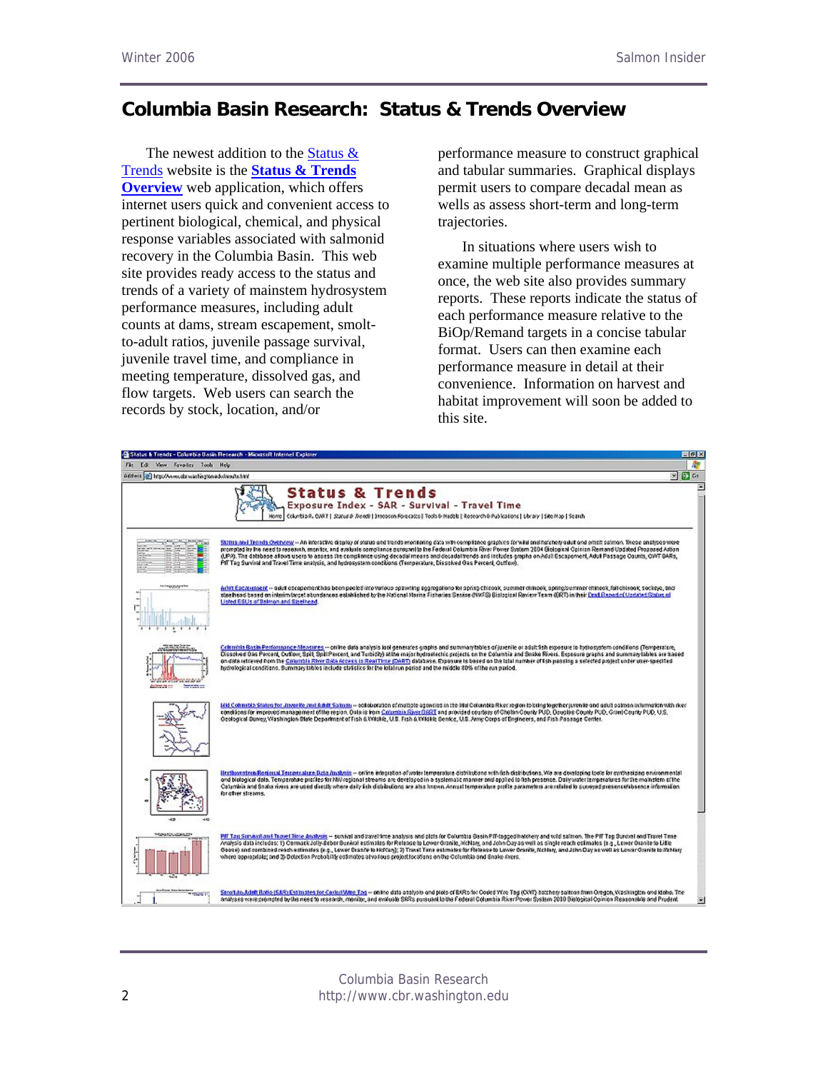## Columbia Basin Research: Status & Trends Overview

The newest addition to the Status & Trends website is the **Status & Trends Overview** web application, which offers internet users quick and convenient access to pertinent biological, chemical, and physical response variables associated with salmonid recovery in the Columbia Basin. This web site provides ready access to the status and trends of a variety of mainstem hydrosystem performance measures, including adult counts at dams, stream escapement, smolt-to-adult ratios, juvenile passage survival, juvenile travel time, and compliance in meeting temperature, dissolved gas, and flow targets. Web users can search the records by stock, location, and/or performance measure to construct graphical and tabular summaries. Graphical displays permit users to compare decadal mean as wells as assess short-term and long-term trajectories.

In situations where users wish to examine multiple performance measures at once, the web site also provides summary reports. These reports indicate the status of each performance measure relative to the BiOp/Remand targets in a concise tabular format. Users can then examine each performance measure in detail at their convenience. Information on harvest and habitat improvement will soon be added to this site.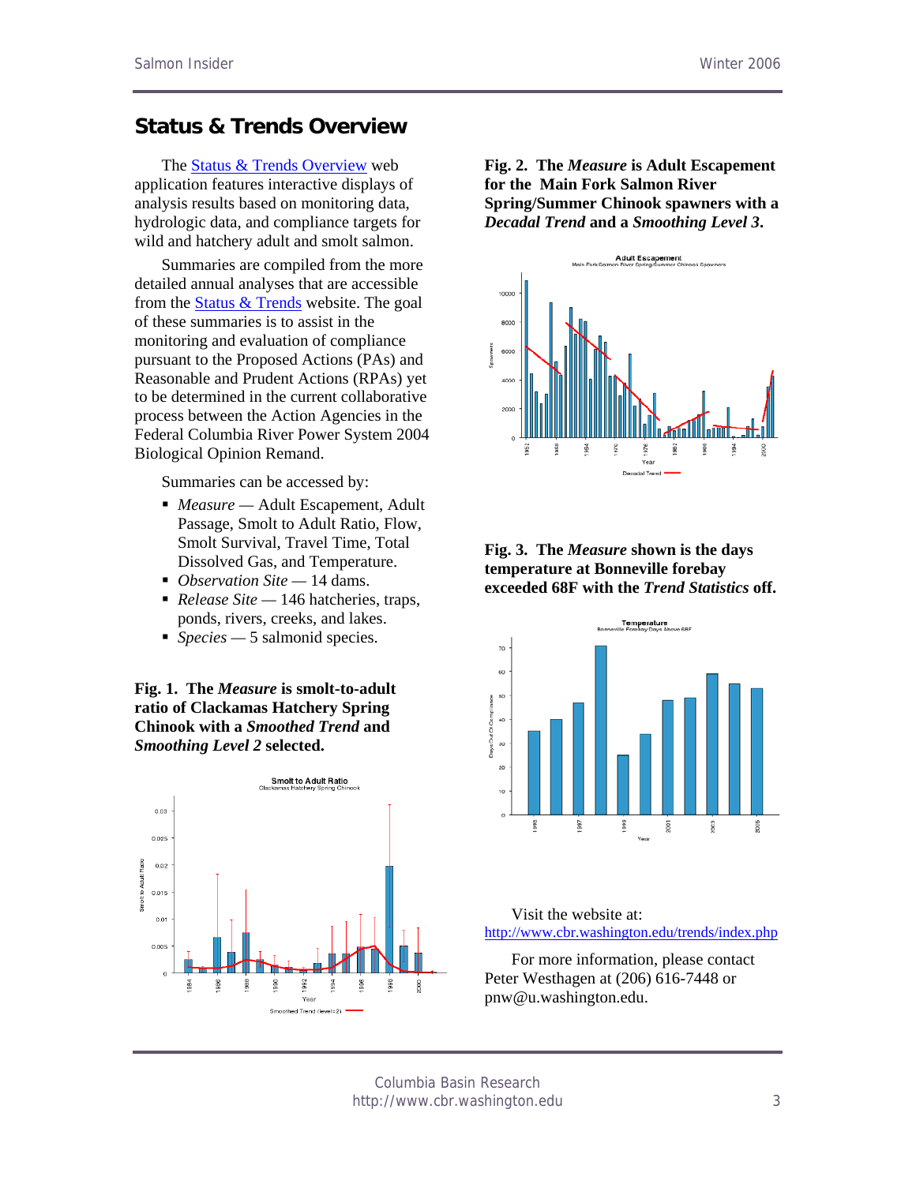## Status & Trends Overview

The Status & Trends Overview web application features interactive displays of analysis results based on monitoring data, hydrologic data, and compliance targets for wild and hatchery adult and smolt salmon.

Summaries are compiled from the more detailed annual analyses that are accessible from the Status & Trends website. The goal of these summaries is to assist in the monitoring and evaluation of compliance pursuant to the Proposed Actions (PAs) and Reasonable and Prudent Actions (RPAs) yet to be determined in the current collaborative process between the Action Agencies in the Federal Columbia River Power System 2004 Biological Opinion Remand.

Summaries can be accessed by:

- *Measure* — Adult Escapement, Adult Passage, Smolt to Adult Ratio, Flow, Smolt Survival, Travel Time, Total Dissolved Gas, and Temperature.
- *Observation Site* — 14 dams.
- *Release Site* — 146 hatcheries, traps, ponds, rivers, creeks, and lakes.
- *Species* — 5 salmonid species.

**Fig. 1. The *Measure* is smolt-to-adult ratio of Clackamas Hatchery Spring Chinook with a *Smoothed Trend* and *Smoothing Level 2* selected.**

**Fig. 2. The *Measure* is Adult Escapement for the Main Fork Salmon River Spring/Summer Chinook spawners with a *Decadal Trend* and a *Smoothing Level 3*.**

**Fig. 3. The *Measure* shown is the days temperature at Bonneville forebay exceeded 68F with the *Trend Statistics* off.**

Visit the website at:
http://www.cbr.washington.edu/trends/index.php

For more information, please contact Peter Westhagen at (206) 616-7448 or pnw@u.washington.edu.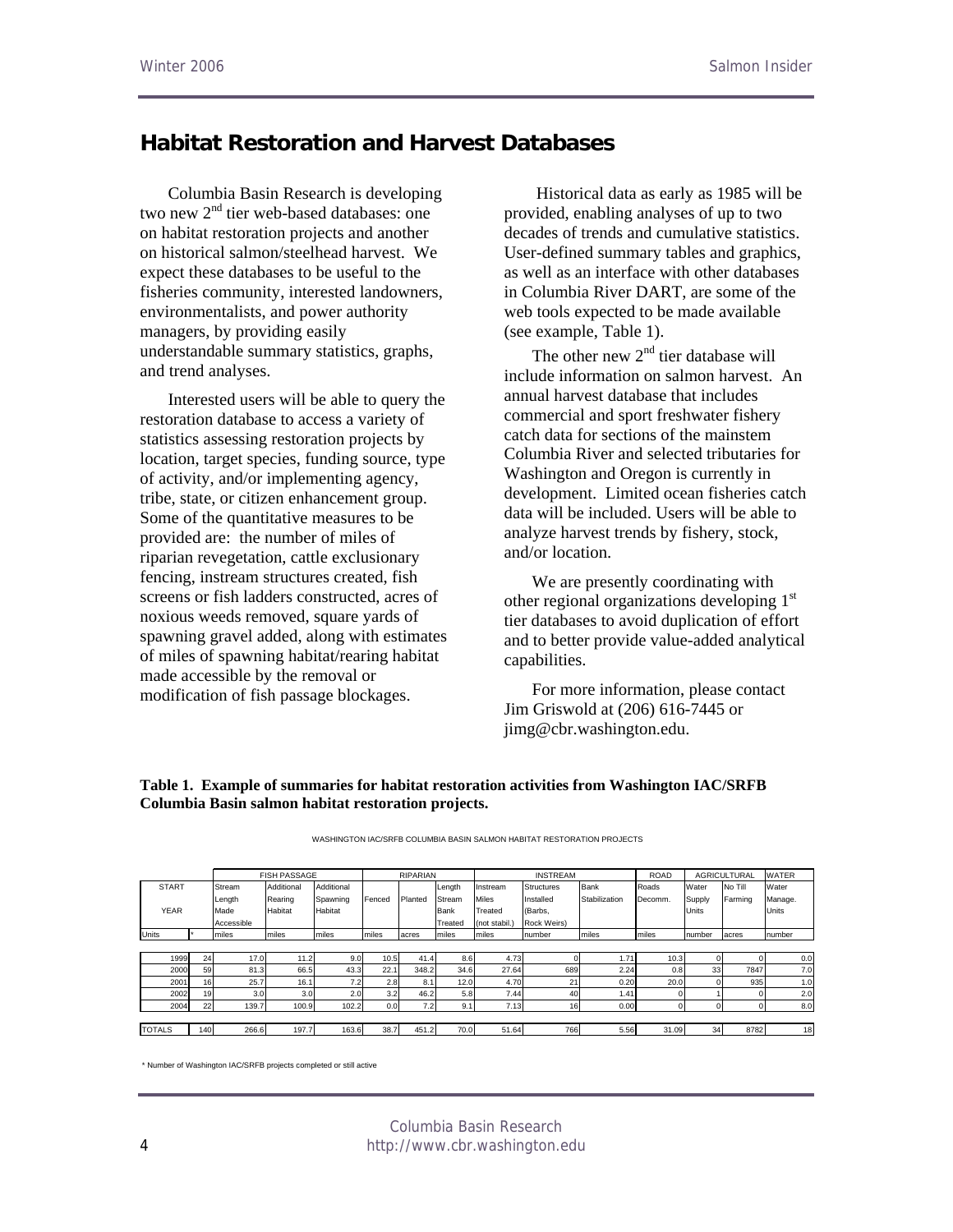## Habitat Restoration and Harvest Databases

Columbia Basin Research is developing two new 2nd tier web-based databases: one on habitat restoration projects and another on historical salmon/steelhead harvest. We expect these databases to be useful to the fisheries community, interested landowners, environmentalists, and power authority managers, by providing easily understandable summary statistics, graphs, and trend analyses.

Interested users will be able to query the restoration database to access a variety of statistics assessing restoration projects by location, target species, funding source, type of activity, and/or implementing agency, tribe, state, or citizen enhancement group. Some of the quantitative measures to be provided are: the number of miles of riparian revegetation, cattle exclusionary fencing, instream structures created, fish screens or fish ladders constructed, acres of noxious weeds removed, square yards of spawning gravel added, along with estimates of miles of spawning habitat/rearing habitat made accessible by the removal or modification of fish passage blockages.

Historical data as early as 1985 will be provided, enabling analyses of up to two decades of trends and cumulative statistics. User-defined summary tables and graphics, as well as an interface with other databases in Columbia River DART, are some of the web tools expected to be made available (see example, Table 1).

The other new 2nd tier database will include information on salmon harvest. An annual harvest database that includes commercial and sport freshwater fishery catch data for sections of the mainstem Columbia River and selected tributaries for Washington and Oregon is currently in development. Limited ocean fisheries catch data will be included. Users will be able to analyze harvest trends by fishery, stock, and/or location.

We are presently coordinating with other regional organizations developing 1st tier databases to avoid duplication of effort and to better provide value-added analytical capabilities.

For more information, please contact Jim Griswold at (206) 616-7445 or jimg@cbr.washington.edu.

**Table 1. Example of summaries for habitat restoration activities from Washington IAC/SRFB Columbia Basin salmon habitat restoration projects.**

WASHINGTON IAC/SRFB COLUMBIA BASIN SALMON HABITAT RESTORATION PROJECTS

| | | FISH PASSAGE | | | RIPARIAN | | | INSTREAM | | | ROAD | AGRICULTURAL | | WATER |
|---|---|---|---|---|---|---|---|---|---|---|---|---|---|---|
| START YEAR | | Stream Length Made Accessible | Additional Rearing Habitat | Additional Spawning Habitat | Fenced | Planted | Length Stream Bank Treated | Instream Miles Treated (not stabil.) | Structures Installed (Barbs, Rock Weirs) | Bank Stabilization | Roads Decomm. | Water Supply Units | No Till Farming | Water Manage. Units |
| Units | * | miles | miles | miles | miles | acres | miles | miles | number | miles | miles | number | acres | number |
| 1999 | 24 | 17.0 | 11.2 | 9.0 | 10.5 | 41.4 | 8.6 | 4.73 | 0 | 1.71 | 10.3 | 0 | 0 | 0.0 |
| 2000 | 59 | 81.3 | 66.5 | 43.3 | 22.1 | 348.2 | 34.6 | 27.64 | 689 | 2.24 | 0.8 | 33 | 7847 | 7.0 |
| 2001 | 16 | 25.7 | 16.1 | 7.2 | 2.8 | 8.1 | 12.0 | 4.70 | 21 | 0.20 | 20.0 | 0 | 935 | 1.0 |
| 2002 | 19 | 3.0 | 3.0 | 2.0 | 3.2 | 46.2 | 5.8 | 7.44 | 40 | 1.41 | 0 | 1 | 0 | 2.0 |
| 2004 | 22 | 139.7 | 100.9 | 102.2 | 0.0 | 7.2 | 9.1 | 7.13 | 16 | 0.00 | 0 | 0 | 0 | 8.0 |
| TOTALS | 140 | 266.6 | 197.7 | 163.6 | 38.7 | 451.2 | 70.0 | 51.64 | 766 | 5.56 | 31.09 | 34 | 8782 | 18 |

\* Number of Washington IAC/SRFB projects completed or still active